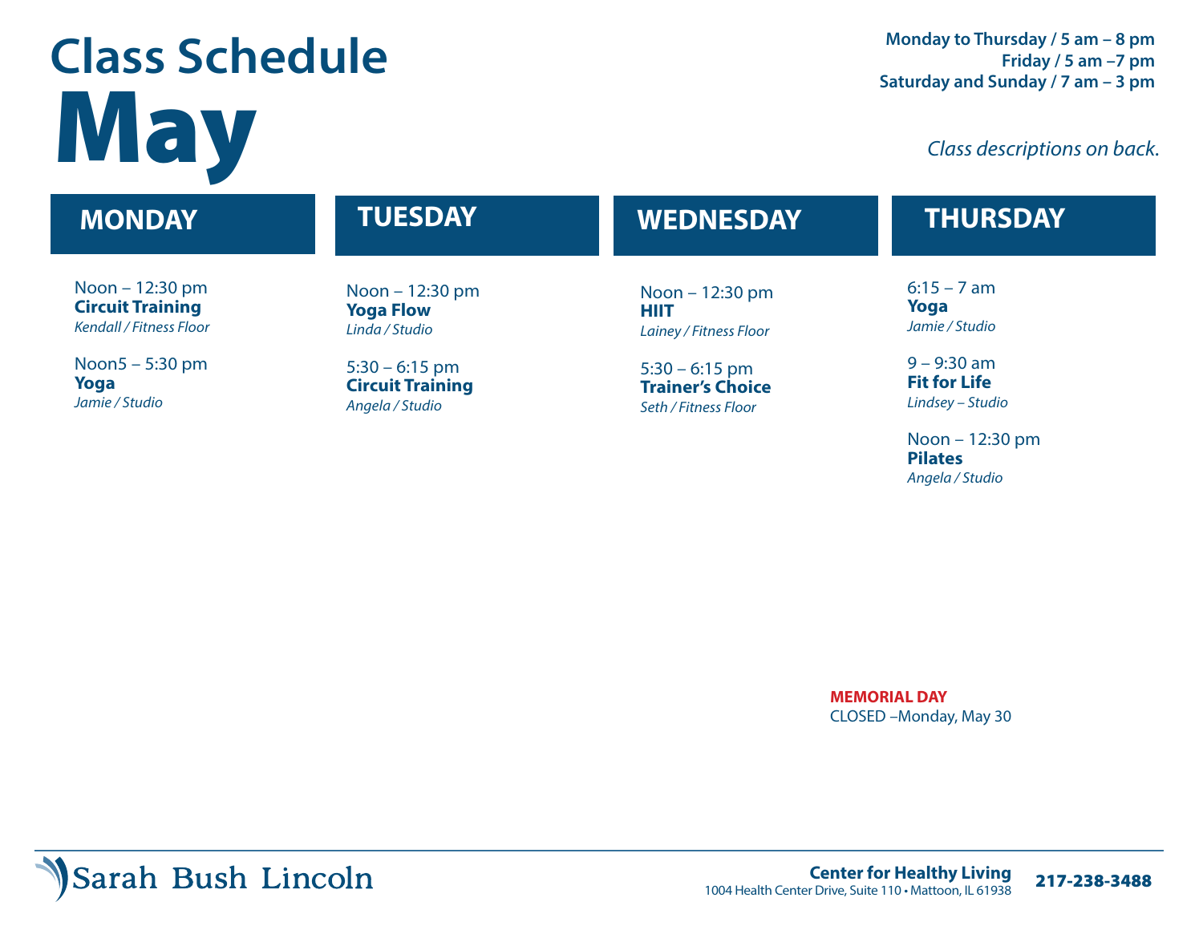# Class Schedule

# May

**Monday to Thursday / 5 am – 8 pm**
**Friday / 5 am –7 pm**
**Saturday and Sunday / 7 am – 3 pm**

*Class descriptions on back.*

## MONDAY

Noon – 12:30 pm
**Circuit Training**
*Kendall / Fitness Floor*

Noon5 – 5:30 pm
**Yoga**
*Jamie / Studio*

## TUESDAY

Noon – 12:30 pm
**Yoga Flow**
*Linda / Studio*

5:30 – 6:15 pm
**Circuit Training**
*Angela / Studio*

## WEDNESDAY

Noon – 12:30 pm
**HIIT**
*Lainey / Fitness Floor*

5:30 – 6:15 pm
**Trainer's Choice**
*Seth / Fitness Floor*

## THURSDAY

6:15 – 7 am
**Yoga**
*Jamie / Studio*

9 – 9:30 am
**Fit for Life**
*Lindsey – Studio*

Noon – 12:30 pm
**Pilates**
*Angela / Studio*

**MEMORIAL DAY**
CLOSED –Monday, May 30

Sarah Bush Lincoln

**Center for Healthy Living**
1004 Health Center Drive, Suite 110 • Mattoon, IL 61938
**217-238-3488**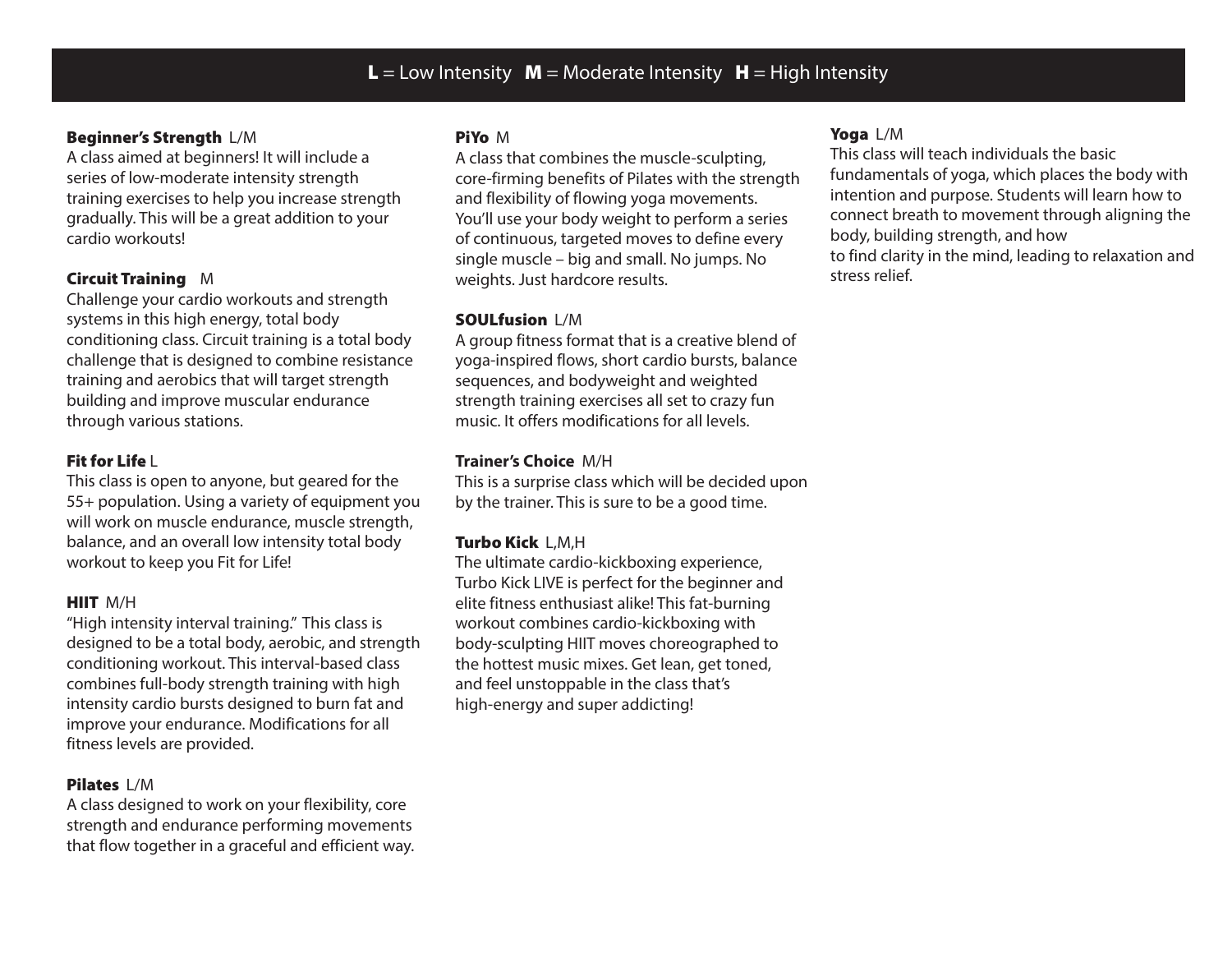**L** = Low Intensity **M** = Moderate Intensity **H** = High Intensity

**Beginner's Strength** L/M
A class aimed at beginners! It will include a series of low-moderate intensity strength training exercises to help you increase strength gradually. This will be a great addition to your cardio workouts!

**Circuit Training** M
Challenge your cardio workouts and strength systems in this high energy, total body conditioning class. Circuit training is a total body challenge that is designed to combine resistance training and aerobics that will target strength building and improve muscular endurance through various stations.

**Fit for Life** L
This class is open to anyone, but geared for the 55+ population. Using a variety of equipment you will work on muscle endurance, muscle strength, balance, and an overall low intensity total body workout to keep you Fit for Life!

**HIIT** M/H
"High intensity interval training." This class is designed to be a total body, aerobic, and strength conditioning workout. This interval-based class combines full-body strength training with high intensity cardio bursts designed to burn fat and improve your endurance. Modifications for all fitness levels are provided.

**Pilates** L/M
A class designed to work on your flexibility, core strength and endurance performing movements that flow together in a graceful and efficient way.

**PiYo** M
A class that combines the muscle-sculpting, core-firming benefits of Pilates with the strength and flexibility of flowing yoga movements. You'll use your body weight to perform a series of continuous, targeted moves to define every single muscle – big and small. No jumps. No weights. Just hardcore results.

**SOULfusion** L/M
A group fitness format that is a creative blend of yoga-inspired flows, short cardio bursts, balance sequences, and bodyweight and weighted strength training exercises all set to crazy fun music. It offers modifications for all levels.

**Trainer's Choice** M/H
This is a surprise class which will be decided upon by the trainer. This is sure to be a good time.

**Turbo Kick** L,M,H
The ultimate cardio-kickboxing experience, Turbo Kick LIVE is perfect for the beginner and elite fitness enthusiast alike! This fat-burning workout combines cardio-kickboxing with body-sculpting HIIT moves choreographed to the hottest music mixes. Get lean, get toned, and feel unstoppable in the class that's high-energy and super addicting!

**Yoga** L/M
This class will teach individuals the basic fundamentals of yoga, which places the body with intention and purpose. Students will learn how to connect breath to movement through aligning the body, building strength, and how to find clarity in the mind, leading to relaxation and stress relief.